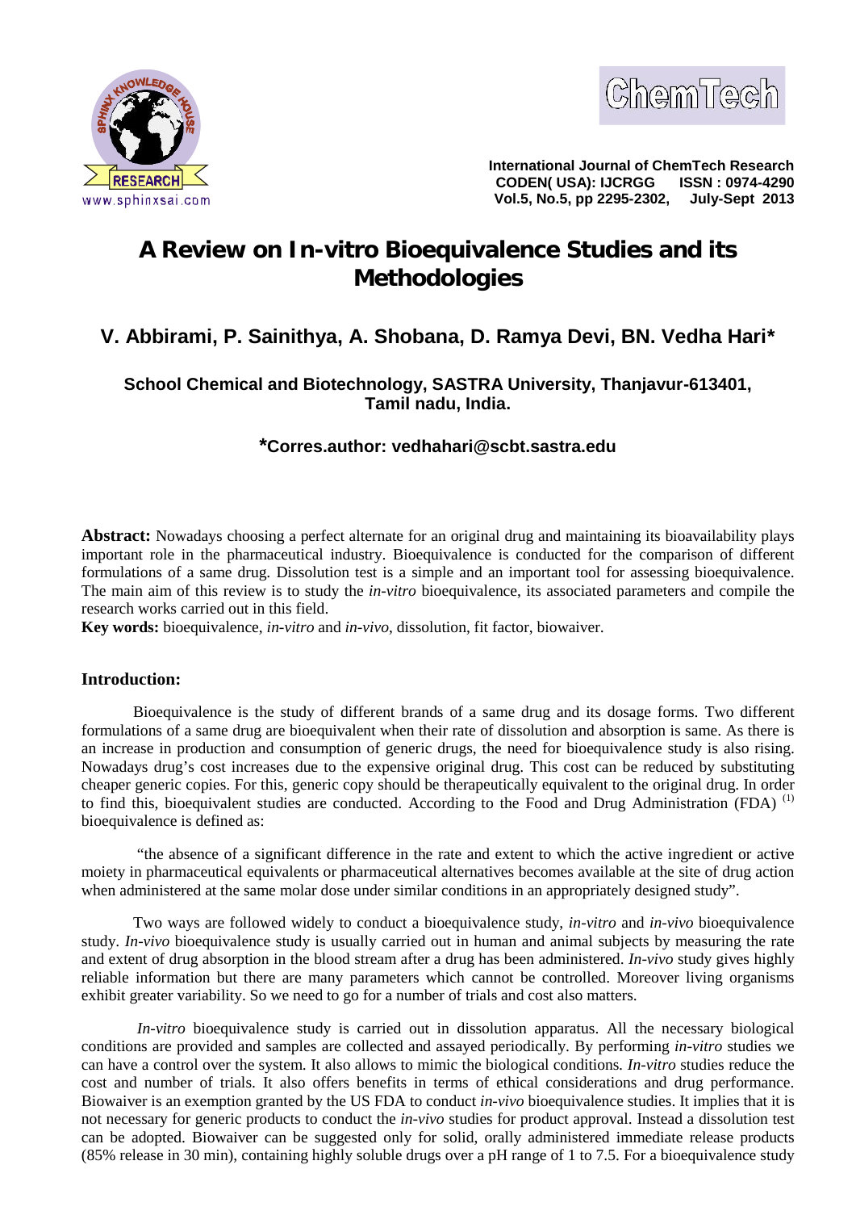# A Review on In-vitro Bioequivalence Studies and its Methodologies

## V. Abbirami, P. Sainithya, A. Shobana, D. Ramya Devi, BN. Vedha Hari*

**School Chemical and Biotechnology, SASTRA University, Thanjavur-613401, Tamil nadu, India.**

***Corres.author: vedhahari@scbt.sastra.edu**

**Abstract:** Nowadays choosing a perfect alternate for an original drug and maintaining its bioavailability plays important role in the pharmaceutical industry. Bioequivalence is conducted for the comparison of different formulations of a same drug. Dissolution test is a simple and an important tool for assessing bioequivalence. The main aim of this review is to study the *in-vitro* bioequivalence, its associated parameters and compile the research works carried out in this field.

**Key words:** bioequivalence, *in-vitro* and *in-vivo*, dissolution, fit factor, biowaiver.

## Introduction:

Bioequivalence is the study of different brands of a same drug and its dosage forms. Two different formulations of a same drug are bioequivalent when their rate of dissolution and absorption is same. As there is an increase in production and consumption of generic drugs, the need for bioequivalence study is also rising. Nowadays drug's cost increases due to the expensive original drug. This cost can be reduced by substituting cheaper generic copies. For this, generic copy should be therapeutically equivalent to the original drug. In order to find this, bioequivalent studies are conducted. According to the Food and Drug Administration (FDA) [(1)] bioequivalence is defined as:

"the absence of a significant difference in the rate and extent to which the active ingredient or active moiety in pharmaceutical equivalents or pharmaceutical alternatives becomes available at the site of drug action when administered at the same molar dose under similar conditions in an appropriately designed study".

Two ways are followed widely to conduct a bioequivalence study, *in-vitro* and *in-vivo* bioequivalence study. *In-vivo* bioequivalence study is usually carried out in human and animal subjects by measuring the rate and extent of drug absorption in the blood stream after a drug has been administered. *In-vivo* study gives highly reliable information but there are many parameters which cannot be controlled. Moreover living organisms exhibit greater variability. So we need to go for a number of trials and cost also matters.

*In-vitro* bioequivalence study is carried out in dissolution apparatus. All the necessary biological conditions are provided and samples are collected and assayed periodically. By performing *in-vitro* studies we can have a control over the system. It also allows to mimic the biological conditions. *In-vitro* studies reduce the cost and number of trials. It also offers benefits in terms of ethical considerations and drug performance. Biowaiver is an exemption granted by the US FDA to conduct *in-vivo* bioequivalence studies. It implies that it is not necessary for generic products to conduct the *in-vivo* studies for product approval. Instead a dissolution test can be adopted. Biowaiver can be suggested only for solid, orally administered immediate release products (85% release in 30 min), containing highly soluble drugs over a pH range of 1 to 7.5. For a bioequivalence study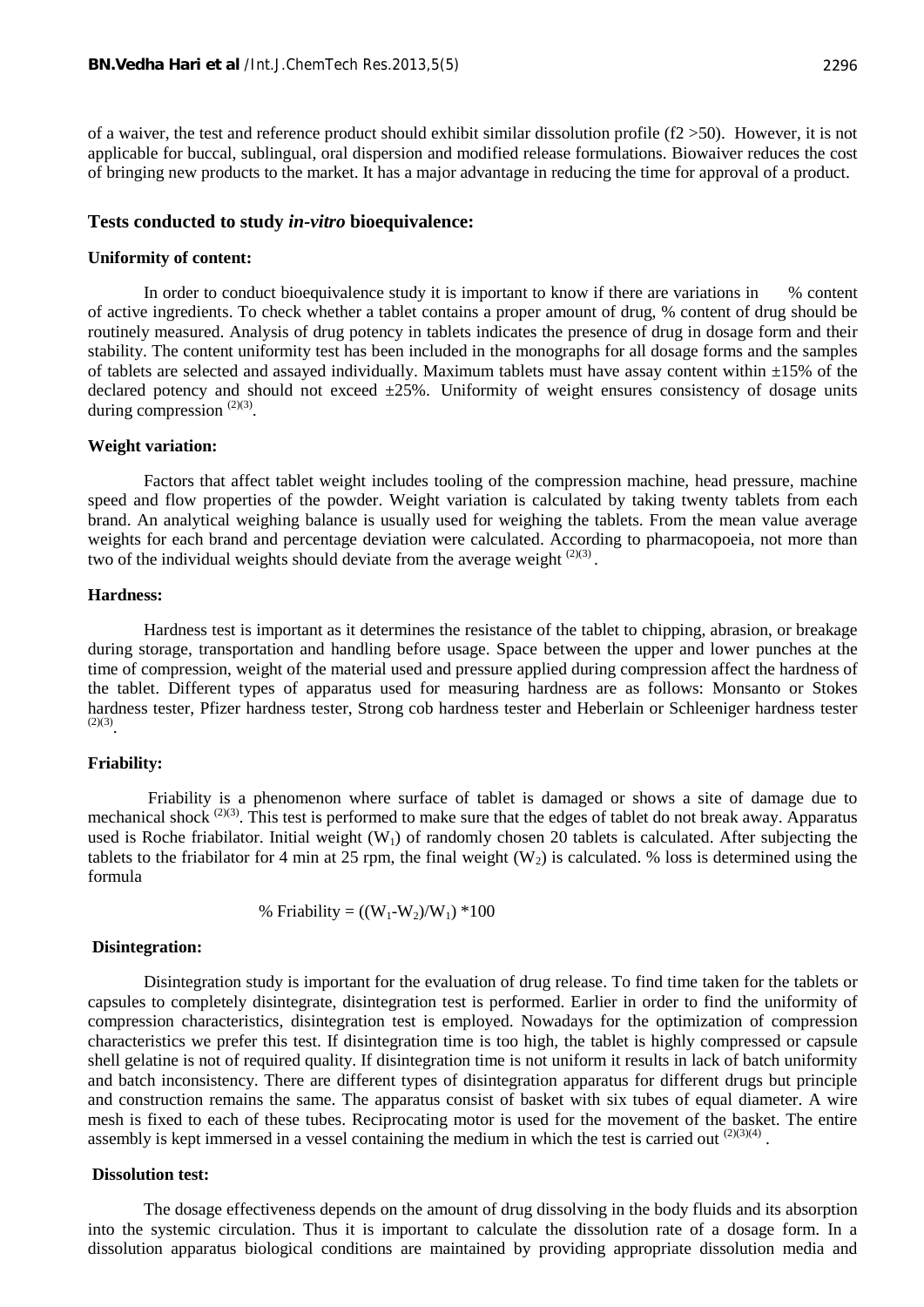of a waiver, the test and reference product should exhibit similar dissolution profile (f2 >50). However, it is not applicable for buccal, sublingual, oral dispersion and modified release formulations. Biowaiver reduces the cost of bringing new products to the market. It has a major advantage in reducing the time for approval of a product.

## Tests conducted to study *in-vitro* bioequivalence:

### Uniformity of content:

In order to conduct bioequivalence study it is important to know if there are variations in % content of active ingredients. To check whether a tablet contains a proper amount of drug, % content of drug should be routinely measured. Analysis of drug potency in tablets indicates the presence of drug in dosage form and their stability. The content uniformity test has been included in the monographs for all dosage forms and the samples of tablets are selected and assayed individually. Maximum tablets must have assay content within ±15% of the declared potency and should not exceed ±25%. Uniformity of weight ensures consistency of dosage units during compression [(2)(3)].

### Weight variation:

Factors that affect tablet weight includes tooling of the compression machine, head pressure, machine speed and flow properties of the powder. Weight variation is calculated by taking twenty tablets from each brand. An analytical weighing balance is usually used for weighing the tablets. From the mean value average weights for each brand and percentage deviation were calculated. According to pharmacopoeia, not more than two of the individual weights should deviate from the average weight [(2)(3)].

### Hardness:

Hardness test is important as it determines the resistance of the tablet to chipping, abrasion, or breakage during storage, transportation and handling before usage. Space between the upper and lower punches at the time of compression, weight of the material used and pressure applied during compression affect the hardness of the tablet. Different types of apparatus used for measuring hardness are as follows: Monsanto or Stokes hardness tester, Pfizer hardness tester, Strong cob hardness tester and Heberlain or Schleeniger hardness tester [(2)(3)].

### Friability:

Friability is a phenomenon where surface of tablet is damaged or shows a site of damage due to mechanical shock [(2)(3)]. This test is performed to make sure that the edges of tablet do not break away. Apparatus used is Roche friabilator. Initial weight ($W_1$) of randomly chosen 20 tablets is calculated. After subjecting the tablets to the friabilator for 4 min at 25 rpm, the final weight ($W_2$) is calculated. % loss is determined using the formula

$$\% \text{ Friability} = ((W_1 - W_2)/W_1) * 100$$

### Disintegration:

Disintegration study is important for the evaluation of drug release. To find time taken for the tablets or capsules to completely disintegrate, disintegration test is performed. Earlier in order to find the uniformity of compression characteristics, disintegration test is employed. Nowadays for the optimization of compression characteristics we prefer this test. If disintegration time is too high, the tablet is highly compressed or capsule shell gelatine is not of required quality. If disintegration time is not uniform it results in lack of batch uniformity and batch inconsistency. There are different types of disintegration apparatus for different drugs but principle and construction remains the same. The apparatus consist of basket with six tubes of equal diameter. A wire mesh is fixed to each of these tubes. Reciprocating motor is used for the movement of the basket. The entire assembly is kept immersed in a vessel containing the medium in which the test is carried out [(2)(3)(4)].

### Dissolution test:

The dosage effectiveness depends on the amount of drug dissolving in the body fluids and its absorption into the systemic circulation. Thus it is important to calculate the dissolution rate of a dosage form. In a dissolution apparatus biological conditions are maintained by providing appropriate dissolution media and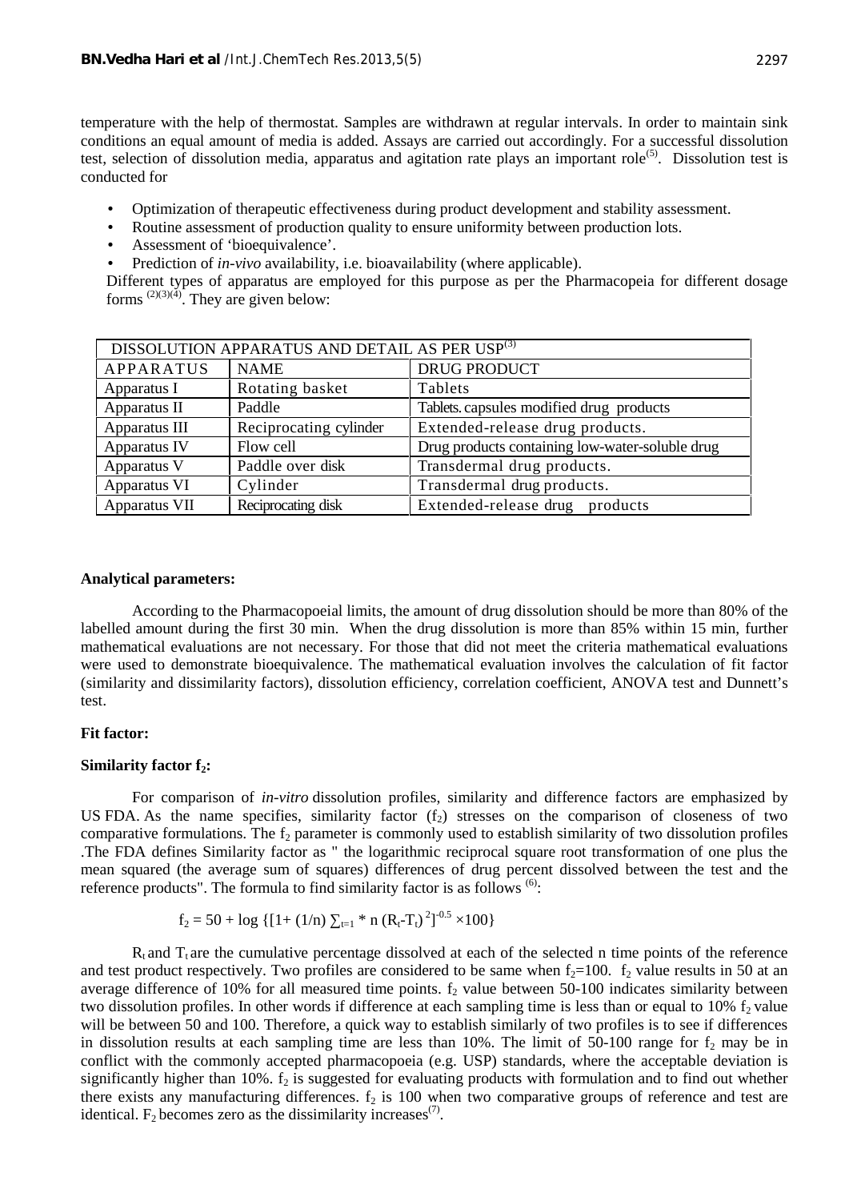temperature with the help of thermostat. Samples are withdrawn at regular intervals. In order to maintain sink conditions an equal amount of media is added. Assays are carried out accordingly. For a successful dissolution test, selection of dissolution media, apparatus and agitation rate plays an important role[5]. Dissolution test is conducted for

- Optimization of therapeutic effectiveness during product development and stability assessment.
- Routine assessment of production quality to ensure uniformity between production lots.
- Assessment of 'bioequivalence'.
- Prediction of *in-vivo* availability, i.e. bioavailability (where applicable).

Different types of apparatus are employed for this purpose as per the Pharmacopeia for different dosage forms [2][3][4]. They are given below:

| DISSOLUTION APPARATUS AND DETAIL AS PER USP[3] | | |
|---|---|---|
| APPARATUS | NAME | DRUG PRODUCT |
| Apparatus I | Rotating basket | Tablets |
| Apparatus II | Paddle | Tablets. capsules modified drug products |
| Apparatus III | Reciprocating cylinder | Extended-release drug products. |
| Apparatus IV | Flow cell | Drug products containing low-water-soluble drug |
| Apparatus V | Paddle over disk | Transdermal drug products. |
| Apparatus VI | Cylinder | Transdermal drug products. |
| Apparatus VII | Reciprocating disk | Extended-release drug products |

**Analytical parameters:**

According to the Pharmacopoeial limits, the amount of drug dissolution should be more than 80% of the labelled amount during the first 30 min. When the drug dissolution is more than 85% within 15 min, further mathematical evaluations are not necessary. For those that did not meet the criteria mathematical evaluations were used to demonstrate bioequivalence. The mathematical evaluation involves the calculation of fit factor (similarity and dissimilarity factors), dissolution efficiency, correlation coefficient, ANOVA test and Dunnett's test.

**Fit factor:**

**Similarity factor $f_2$:**

For comparison of *in-vitro* dissolution profiles, similarity and difference factors are emphasized by US FDA. As the name specifies, similarity factor ($f_2$) stresses on the comparison of closeness of two comparative formulations. The $f_2$ parameter is commonly used to establish similarity of two dissolution profiles .The FDA defines Similarity factor as " the logarithmic reciprocal square root transformation of one plus the mean squared (the average sum of squares) differences of drug percent dissolved between the test and the reference products". The formula to find similarity factor is as follows [6]:

$$f_2 = 50 + \log \{[1+ (1/n) \sum_{t=1} * n (R_t-T_t)^2]^{-0.5} \times 100\}$$

$R_t$ and $T_t$ are the cumulative percentage dissolved at each of the selected n time points of the reference and test product respectively. Two profiles are considered to be same when $f_2$=100. $f_2$ value results in 50 at an average difference of 10% for all measured time points. $f_2$ value between 50-100 indicates similarity between two dissolution profiles. In other words if difference at each sampling time is less than or equal to 10% $f_2$ value will be between 50 and 100. Therefore, a quick way to establish similarly of two profiles is to see if differences in dissolution results at each sampling time are less than 10%. The limit of 50-100 range for $f_2$ may be in conflict with the commonly accepted pharmacopoeia (e.g. USP) standards, where the acceptable deviation is significantly higher than 10%. $f_2$ is suggested for evaluating products with formulation and to find out whether there exists any manufacturing differences. $f_2$ is 100 when two comparative groups of reference and test are identical. $F_2$ becomes zero as the dissimilarity increases[7].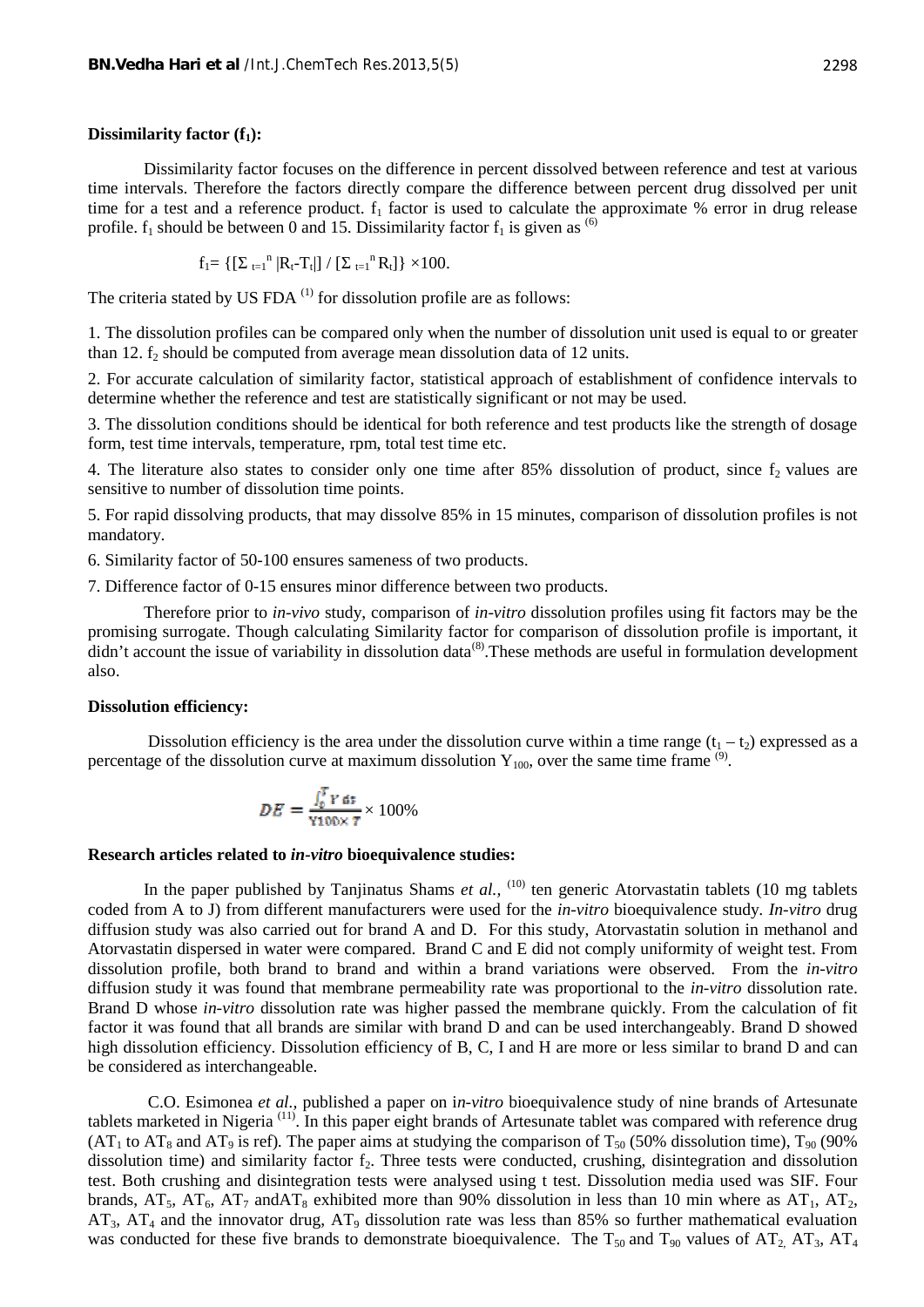**Dissimilarity factor ($f_1$):**

Dissimilarity factor focuses on the difference in percent dissolved between reference and test at various time intervals. Therefore the factors directly compare the difference between percent drug dissolved per unit time for a test and a reference product. $f_1$ factor is used to calculate the approximate % error in drug release profile. $f_1$ should be between 0 and 15. Dissimilarity factor $f_1$ is given as [6]

$$f_1 = \{[\Sigma_{t=1}^{n} |R_t - T_t|] / [\Sigma_{t=1}^{n} R_t]\} \times 100.$$

The criteria stated by US FDA [1] for dissolution profile are as follows:

1. The dissolution profiles can be compared only when the number of dissolution unit used is equal to or greater than 12. $f_2$ should be computed from average mean dissolution data of 12 units.

2. For accurate calculation of similarity factor, statistical approach of establishment of confidence intervals to determine whether the reference and test are statistically significant or not may be used.

3. The dissolution conditions should be identical for both reference and test products like the strength of dosage form, test time intervals, temperature, rpm, total test time etc.

4. The literature also states to consider only one time after 85% dissolution of product, since $f_2$ values are sensitive to number of dissolution time points.

5. For rapid dissolving products, that may dissolve 85% in 15 minutes, comparison of dissolution profiles is not mandatory.

6. Similarity factor of 50-100 ensures sameness of two products.

7. Difference factor of 0-15 ensures minor difference between two products.

Therefore prior to *in-vivo* study, comparison of *in-vitro* dissolution profiles using fit factors may be the promising surrogate. Though calculating Similarity factor for comparison of dissolution profile is important, it didn't account the issue of variability in dissolution data[8].These methods are useful in formulation development also.

**Dissolution efficiency:**

Dissolution efficiency is the area under the dissolution curve within a time range ($t_1 - t_2$) expressed as a percentage of the dissolution curve at maximum dissolution $Y_{100}$, over the same time frame [9].

$$DE = \frac{\int_0^T Y\, dt}{Y100 \times T} \times 100\%$$

**Research articles related to *in-vitro* bioequivalence studies:**

In the paper published by Tanjinatus Shams *et al.*, [10] ten generic Atorvastatin tablets (10 mg tablets coded from A to J) from different manufacturers were used for the *in-vitro* bioequivalence study. *In-vitro* drug diffusion study was also carried out for brand A and D. For this study, Atorvastatin solution in methanol and Atorvastatin dispersed in water were compared. Brand C and E did not comply uniformity of weight test. From dissolution profile, both brand to brand and within a brand variations were observed. From the *in-vitro* diffusion study it was found that membrane permeability rate was proportional to the *in-vitro* dissolution rate. Brand D whose *in-vitro* dissolution rate was higher passed the membrane quickly. From the calculation of fit factor it was found that all brands are similar with brand D and can be used interchangeably. Brand D showed high dissolution efficiency. Dissolution efficiency of B, C, I and H are more or less similar to brand D and can be considered as interchangeable.

C.O. Esimonea *et al.*, published a paper on i*n-vitro* bioequivalence study of nine brands of Artesunate tablets marketed in Nigeria [11]. In this paper eight brands of Artesunate tablet was compared with reference drug ($AT_1$ to $AT_8$ and $AT_9$ is ref). The paper aims at studying the comparison of $T_{50}$ (50% dissolution time), $T_{90}$ (90% dissolution time) and similarity factor $f_2$. Three tests were conducted, crushing, disintegration and dissolution test. Both crushing and disintegration tests were analysed using t test. Dissolution media used was SIF. Four brands, $AT_5$, $AT_6$, $AT_7$ and$AT_8$ exhibited more than 90% dissolution in less than 10 min where as $AT_1$, $AT_2$, $AT_3$, $AT_4$ and the innovator drug, $AT_9$ dissolution rate was less than 85% so further mathematical evaluation was conducted for these five brands to demonstrate bioequivalence. The $T_{50}$ and $T_{90}$ values of $AT_2$, $AT_3$, $AT_4$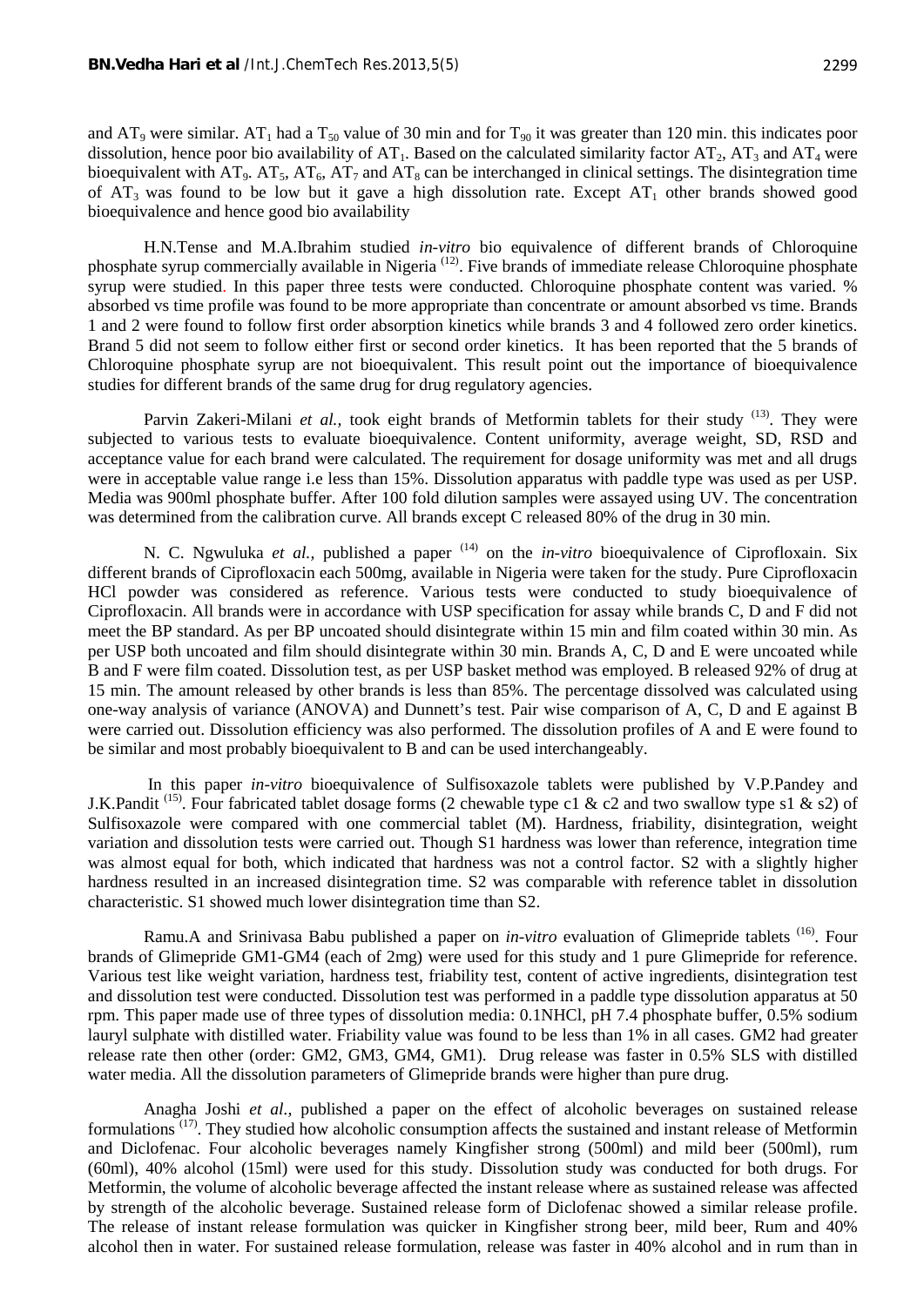and $AT_9$ were similar. $AT_1$ had a $T_{50}$ value of 30 min and for $T_{90}$ it was greater than 120 min. this indicates poor dissolution, hence poor bio availability of $AT_1$. Based on the calculated similarity factor $AT_2$, $AT_3$ and $AT_4$ were bioequivalent with $AT_9$. $AT_5$, $AT_6$, $AT_7$ and $AT_8$ can be interchanged in clinical settings. The disintegration time of $AT_3$ was found to be low but it gave a high dissolution rate. Except $AT_1$ other brands showed good bioequivalence and hence good bio availability

H.N.Tense and M.A.Ibrahim studied *in-vitro* bio equivalence of different brands of Chloroquine phosphate syrup commercially available in Nigeria [12]. Five brands of immediate release Chloroquine phosphate syrup were studied. In this paper three tests were conducted. Chloroquine phosphate content was varied. % absorbed vs time profile was found to be more appropriate than concentrate or amount absorbed vs time. Brands 1 and 2 were found to follow first order absorption kinetics while brands 3 and 4 followed zero order kinetics. Brand 5 did not seem to follow either first or second order kinetics. It has been reported that the 5 brands of Chloroquine phosphate syrup are not bioequivalent. This result point out the importance of bioequivalence studies for different brands of the same drug for drug regulatory agencies.

Parvin Zakeri-Milani *et al.,* took eight brands of Metformin tablets for their study [13]. They were subjected to various tests to evaluate bioequivalence. Content uniformity, average weight, SD, RSD and acceptance value for each brand were calculated. The requirement for dosage uniformity was met and all drugs were in acceptable value range i.e less than 15%. Dissolution apparatus with paddle type was used as per USP. Media was 900ml phosphate buffer. After 100 fold dilution samples were assayed using UV. The concentration was determined from the calibration curve. All brands except C released 80% of the drug in 30 min.

N. C. Ngwuluka *et al.,* published a paper [14] on the *in-vitro* bioequivalence of Ciprofloxain. Six different brands of Ciprofloxacin each 500mg, available in Nigeria were taken for the study. Pure Ciprofloxacin HCl powder was considered as reference. Various tests were conducted to study bioequivalence of Ciprofloxacin. All brands were in accordance with USP specification for assay while brands C, D and F did not meet the BP standard. As per BP uncoated should disintegrate within 15 min and film coated within 30 min. As per USP both uncoated and film should disintegrate within 30 min. Brands A, C, D and E were uncoated while B and F were film coated. Dissolution test, as per USP basket method was employed. B released 92% of drug at 15 min. The amount released by other brands is less than 85%. The percentage dissolved was calculated using one-way analysis of variance (ANOVA) and Dunnett's test. Pair wise comparison of A, C, D and E against B were carried out. Dissolution efficiency was also performed. The dissolution profiles of A and E were found to be similar and most probably bioequivalent to B and can be used interchangeably.

In this paper *in-vitro* bioequivalence of Sulfisoxazole tablets were published by V.P.Pandey and J.K.Pandit [15]. Four fabricated tablet dosage forms (2 chewable type c1 & c2 and two swallow type s1 & s2) of Sulfisoxazole were compared with one commercial tablet (M). Hardness, friability, disintegration, weight variation and dissolution tests were carried out. Though S1 hardness was lower than reference, integration time was almost equal for both, which indicated that hardness was not a control factor. S2 with a slightly higher hardness resulted in an increased disintegration time. S2 was comparable with reference tablet in dissolution characteristic. S1 showed much lower disintegration time than S2.

Ramu.A and Srinivasa Babu published a paper on *in-vitro* evaluation of Glimepride tablets [16]. Four brands of Glimepride GM1-GM4 (each of 2mg) were used for this study and 1 pure Glimepride for reference. Various test like weight variation, hardness test, friability test, content of active ingredients, disintegration test and dissolution test were conducted. Dissolution test was performed in a paddle type dissolution apparatus at 50 rpm. This paper made use of three types of dissolution media: 0.1NHCl, pH 7.4 phosphate buffer, 0.5% sodium lauryl sulphate with distilled water. Friability value was found to be less than 1% in all cases. GM2 had greater release rate then other (order: GM2, GM3, GM4, GM1). Drug release was faster in 0.5% SLS with distilled water media. All the dissolution parameters of Glimepride brands were higher than pure drug.

Anagha Joshi *et al.,* published a paper on the effect of alcoholic beverages on sustained release formulations [17]. They studied how alcoholic consumption affects the sustained and instant release of Metformin and Diclofenac. Four alcoholic beverages namely Kingfisher strong (500ml) and mild beer (500ml), rum (60ml), 40% alcohol (15ml) were used for this study. Dissolution study was conducted for both drugs. For Metformin, the volume of alcoholic beverage affected the instant release where as sustained release was affected by strength of the alcoholic beverage. Sustained release form of Diclofenac showed a similar release profile. The release of instant release formulation was quicker in Kingfisher strong beer, mild beer, Rum and 40% alcohol then in water. For sustained release formulation, release was faster in 40% alcohol and in rum than in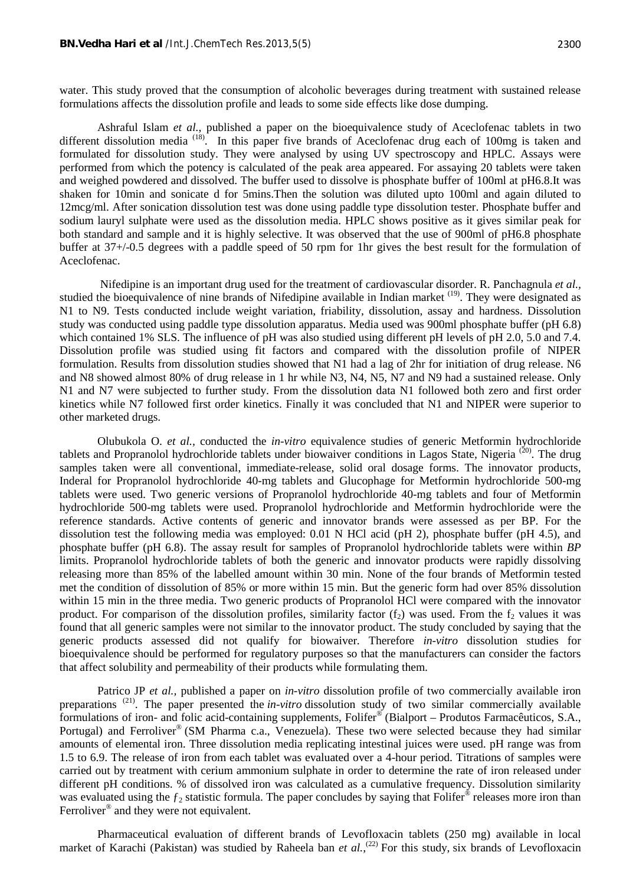water. This study proved that the consumption of alcoholic beverages during treatment with sustained release formulations affects the dissolution profile and leads to some side effects like dose dumping.

Ashraful Islam *et al.*, published a paper on the bioequivalence study of Aceclofenac tablets in two different dissolution media [18]. In this paper five brands of Aceclofenac drug each of 100mg is taken and formulated for dissolution study. They were analysed by using UV spectroscopy and HPLC. Assays were performed from which the potency is calculated of the peak area appeared. For assaying 20 tablets were taken and weighed powdered and dissolved. The buffer used to dissolve is phosphate buffer of 100ml at pH6.8.It was shaken for 10min and sonicate d for 5mins.Then the solution was diluted upto 100ml and again diluted to 12mcg/ml. After sonication dissolution test was done using paddle type dissolution tester. Phosphate buffer and sodium lauryl sulphate were used as the dissolution media. HPLC shows positive as it gives similar peak for both standard and sample and it is highly selective. It was observed that the use of 900ml of pH6.8 phosphate buffer at 37+/-0.5 degrees with a paddle speed of 50 rpm for 1hr gives the best result for the formulation of Aceclofenac.

Nifedipine is an important drug used for the treatment of cardiovascular disorder. R. Panchagnula *et al.*, studied the bioequivalence of nine brands of Nifedipine available in Indian market [19]. They were designated as N1 to N9. Tests conducted include weight variation, friability, dissolution, assay and hardness. Dissolution study was conducted using paddle type dissolution apparatus. Media used was 900ml phosphate buffer (pH 6.8) which contained 1% SLS. The influence of pH was also studied using different pH levels of pH 2.0, 5.0 and 7.4. Dissolution profile was studied using fit factors and compared with the dissolution profile of NIPER formulation. Results from dissolution studies showed that N1 had a lag of 2hr for initiation of drug release. N6 and N8 showed almost 80% of drug release in 1 hr while N3, N4, N5, N7 and N9 had a sustained release. Only N1 and N7 were subjected to further study. From the dissolution data N1 followed both zero and first order kinetics while N7 followed first order kinetics. Finally it was concluded that N1 and NIPER were superior to other marketed drugs.

Olubukola O. *et al.*, conducted the *in-vitro* equivalence studies of generic Metformin hydrochloride tablets and Propranolol hydrochloride tablets under biowaiver conditions in Lagos State, Nigeria [20]. The drug samples taken were all conventional, immediate-release, solid oral dosage forms. The innovator products, Inderal for Propranolol hydrochloride 40-mg tablets and Glucophage for Metformin hydrochloride 500-mg tablets were used. Two generic versions of Propranolol hydrochloride 40-mg tablets and four of Metformin hydrochloride 500-mg tablets were used. Propranolol hydrochloride and Metformin hydrochloride were the reference standards. Active contents of generic and innovator brands were assessed as per BP. For the dissolution test the following media was employed: 0.01 N HCl acid (pH 2), phosphate buffer (pH 4.5), and phosphate buffer (pH 6.8). The assay result for samples of Propranolol hydrochloride tablets were within *BP* limits. Propranolol hydrochloride tablets of both the generic and innovator products were rapidly dissolving releasing more than 85% of the labelled amount within 30 min. None of the four brands of Metformin tested met the condition of dissolution of 85% or more within 15 min. But the generic form had over 85% dissolution within 15 min in the three media. Two generic products of Propranolol HCl were compared with the innovator product. For comparison of the dissolution profiles, similarity factor ($f_2$) was used. From the $f_2$ values it was found that all generic samples were not similar to the innovator product. The study concluded by saying that the generic products assessed did not qualify for biowaiver. Therefore *in-vitro* dissolution studies for bioequivalence should be performed for regulatory purposes so that the manufacturers can consider the factors that affect solubility and permeability of their products while formulating them.

Patrico JP *et al.*, published a paper on *in-vitro* dissolution profile of two commercially available iron preparations [21]. The paper presented the *in-vitro* dissolution study of two similar commercially available formulations of iron- and folic acid-containing supplements, Folifer® (Bialport – Produtos Farmacêuticos, S.A., Portugal) and Ferroliver® (SM Pharma c.a., Venezuela). These two were selected because they had similar amounts of elemental iron. Three dissolution media replicating intestinal juices were used. pH range was from 1.5 to 6.9. The release of iron from each tablet was evaluated over a 4-hour period. Titrations of samples were carried out by treatment with cerium ammonium sulphate in order to determine the rate of iron released under different pH conditions. % of dissolved iron was calculated as a cumulative frequency. Dissolution similarity was evaluated using the $f_2$ statistic formula. The paper concludes by saying that Folifer® releases more iron than Ferroliver® and they were not equivalent.

Pharmaceutical evaluation of different brands of Levofloxacin tablets (250 mg) available in local market of Karachi (Pakistan) was studied by Raheela ban *et al.*,[22] For this study, six brands of Levofloxacin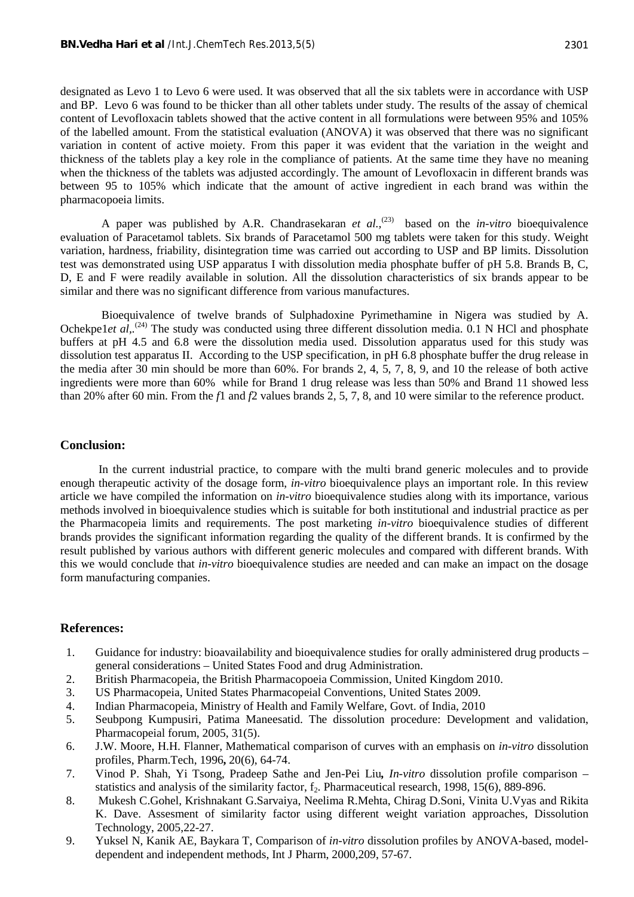designated as Levo 1 to Levo 6 were used. It was observed that all the six tablets were in accordance with USP and BP. Levo 6 was found to be thicker than all other tablets under study. The results of the assay of chemical content of Levofloxacin tablets showed that the active content in all formulations were between 95% and 105% of the labelled amount. From the statistical evaluation (ANOVA) it was observed that there was no significant variation in content of active moiety. From this paper it was evident that the variation in the weight and thickness of the tablets play a key role in the compliance of patients. At the same time they have no meaning when the thickness of the tablets was adjusted accordingly. The amount of Levofloxacin in different brands was between 95 to 105% which indicate that the amount of active ingredient in each brand was within the pharmacopoeia limits.

A paper was published by A.R. Chandrasekaran *et al.*,[23] based on the *in-vitro* bioequivalence evaluation of Paracetamol tablets. Six brands of Paracetamol 500 mg tablets were taken for this study. Weight variation, hardness, friability, disintegration time was carried out according to USP and BP limits. Dissolution test was demonstrated using USP apparatus I with dissolution media phosphate buffer of pH 5.8. Brands B, C, D, E and F were readily available in solution. All the dissolution characteristics of six brands appear to be similar and there was no significant difference from various manufactures.

Bioequivalence of twelve brands of Sulphadoxine Pyrimethamine in Nigera was studied by A. Ochekpe1*et al*,.[24] The study was conducted using three different dissolution media. 0.1 N HCl and phosphate buffers at pH 4.5 and 6.8 were the dissolution media used. Dissolution apparatus used for this study was dissolution test apparatus II. According to the USP specification, in pH 6.8 phosphate buffer the drug release in the media after 30 min should be more than 60%. For brands 2, 4, 5, 7, 8, 9, and 10 the release of both active ingredients were more than 60% while for Brand 1 drug release was less than 50% and Brand 11 showed less than 20% after 60 min. From the $f1$ and $f2$ values brands 2, 5, 7, 8, and 10 were similar to the reference product.

## Conclusion:

In the current industrial practice, to compare with the multi brand generic molecules and to provide enough therapeutic activity of the dosage form, *in-vitro* bioequivalence plays an important role. In this review article we have compiled the information on *in-vitro* bioequivalence studies along with its importance, various methods involved in bioequivalence studies which is suitable for both institutional and industrial practice as per the Pharmacopeia limits and requirements. The post marketing *in-vitro* bioequivalence studies of different brands provides the significant information regarding the quality of the different brands. It is confirmed by the result published by various authors with different generic molecules and compared with different brands. With this we would conclude that *in-vitro* bioequivalence studies are needed and can make an impact on the dosage form manufacturing companies.

## References:

1. Guidance for industry: bioavailability and bioequivalence studies for orally administered drug products – general considerations – United States Food and drug Administration.
2. British Pharmacopeia, the British Pharmacopoeia Commission, United Kingdom 2010.
3. US Pharmacopeia, United States Pharmacopeial Conventions, United States 2009.
4. Indian Pharmacopeia, Ministry of Health and Family Welfare, Govt. of India, 2010
5. Seubpong Kumpusiri, Patima Maneesatid. The dissolution procedure: Development and validation, Pharmacopeial forum, 2005, 31(5).
6. J.W. Moore, H.H. Flanner, Mathematical comparison of curves with an emphasis on *in-vitro* dissolution profiles, Pharm.Tech, 1996**,** 20(6), 64-74.
7. Vinod P. Shah, Yi Tsong, Pradeep Sathe and Jen-Pei Liu**,** *In-vitro* dissolution profile comparison – statistics and analysis of the similarity factor, $f_2$. Pharmaceutical research, 1998, 15(6), 889-896.
8. Mukesh C.Gohel, Krishnakant G.Sarvaiya, Neelima R.Mehta, Chirag D.Soni, Vinita U.Vyas and Rikita K. Dave. Assesment of similarity factor using different weight variation approaches, Dissolution Technology, 2005,22-27.
9. Yuksel N, Kanik AE, Baykara T, Comparison of *in-vitro* dissolution profiles by ANOVA-based, model-dependent and independent methods, Int J Pharm, 2000,209, 57-67.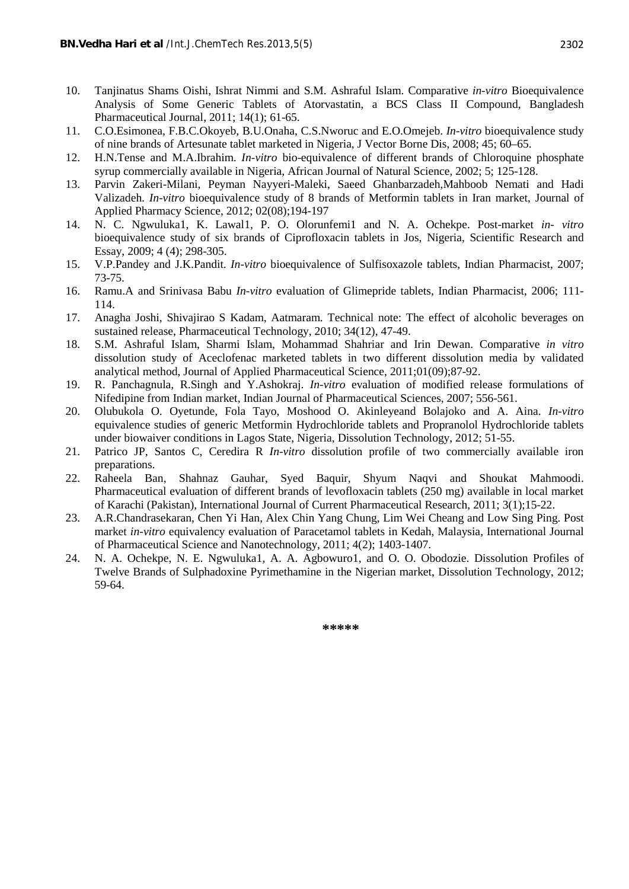10. Tanjinatus Shams Oishi, Ishrat Nimmi and S.M. Ashraful Islam. Comparative *in-vitro* Bioequivalence Analysis of Some Generic Tablets of Atorvastatin, a BCS Class II Compound, Bangladesh Pharmaceutical Journal, 2011; 14(1); 61-65.
11. C.O.Esimonea, F.B.C.Okoyeb, B.U.Onaha, C.S.Nworuc and E.O.Omejeb. *In-vitro* bioequivalence study of nine brands of Artesunate tablet marketed in Nigeria, J Vector Borne Dis, 2008; 45; 60–65.
12. H.N.Tense and M.A.Ibrahim. *In-vitro* bio-equivalence of different brands of Chloroquine phosphate syrup commercially available in Nigeria, African Journal of Natural Science, 2002; 5; 125-128.
13. Parvin Zakeri-Milani, Peyman Nayyeri-Maleki, Saeed Ghanbarzadeh,Mahboob Nemati and Hadi Valizadeh. *In-vitro* bioequivalence study of 8 brands of Metformin tablets in Iran market, Journal of Applied Pharmacy Science, 2012; 02(08);194-197
14. N. C. Ngwuluka1, K. Lawal1, P. O. Olorunfemi1 and N. A. Ochekpe. Post-market *in- vitro* bioequivalence study of six brands of Ciprofloxacin tablets in Jos, Nigeria, Scientific Research and Essay, 2009; 4 (4); 298-305.
15. V.P.Pandey and J.K.Pandit. *In-vitro* bioequivalence of Sulfisoxazole tablets, Indian Pharmacist, 2007; 73-75.
16. Ramu.A and Srinivasa Babu *In-vitro* evaluation of Glimepride tablets, Indian Pharmacist, 2006; 111-114.
17. Anagha Joshi, Shivajirao S Kadam, Aatmaram. Technical note: The effect of alcoholic beverages on sustained release, Pharmaceutical Technology, 2010; 34(12), 47-49.
18. S.M. Ashraful Islam, Sharmi Islam, Mohammad Shahriar and Irin Dewan. Comparative *in vitro* dissolution study of Aceclofenac marketed tablets in two different dissolution media by validated analytical method, Journal of Applied Pharmaceutical Science, 2011;01(09);87-92.
19. R. Panchagnula, R.Singh and Y.Ashokraj. *In-vitro* evaluation of modified release formulations of Nifedipine from Indian market, Indian Journal of Pharmaceutical Sciences, 2007; 556-561.
20. Olubukola O. Oyetunde, Fola Tayo, Moshood O. Akinleyeand Bolajoko and A. Aina. *In-vitro* equivalence studies of generic Metformin Hydrochloride tablets and Propranolol Hydrochloride tablets under biowaiver conditions in Lagos State, Nigeria, Dissolution Technology, 2012; 51-55.
21. Patrico JP, Santos C, Ceredira R *In-vitro* dissolution profile of two commercially available iron preparations.
22. Raheela Ban, Shahnaz Gauhar, Syed Baquir, Shyum Naqvi and Shoukat Mahmoodi. Pharmaceutical evaluation of different brands of levofloxacin tablets (250 mg) available in local market of Karachi (Pakistan), International Journal of Current Pharmaceutical Research, 2011; 3(1);15-22.
23. A.R.Chandrasekaran, Chen Yi Han, Alex Chin Yang Chung, Lim Wei Cheang and Low Sing Ping. Post market *in-vitro* equivalency evaluation of Paracetamol tablets in Kedah, Malaysia, International Journal of Pharmaceutical Science and Nanotechnology, 2011; 4(2); 1403-1407.
24. N. A. Ochekpe, N. E. Ngwuluka1, A. A. Agbowuro1, and O. O. Obodozie. Dissolution Profiles of Twelve Brands of Sulphadoxine Pyrimethamine in the Nigerian market, Dissolution Technology, 2012; 59-64.

\*\*\*\*\*